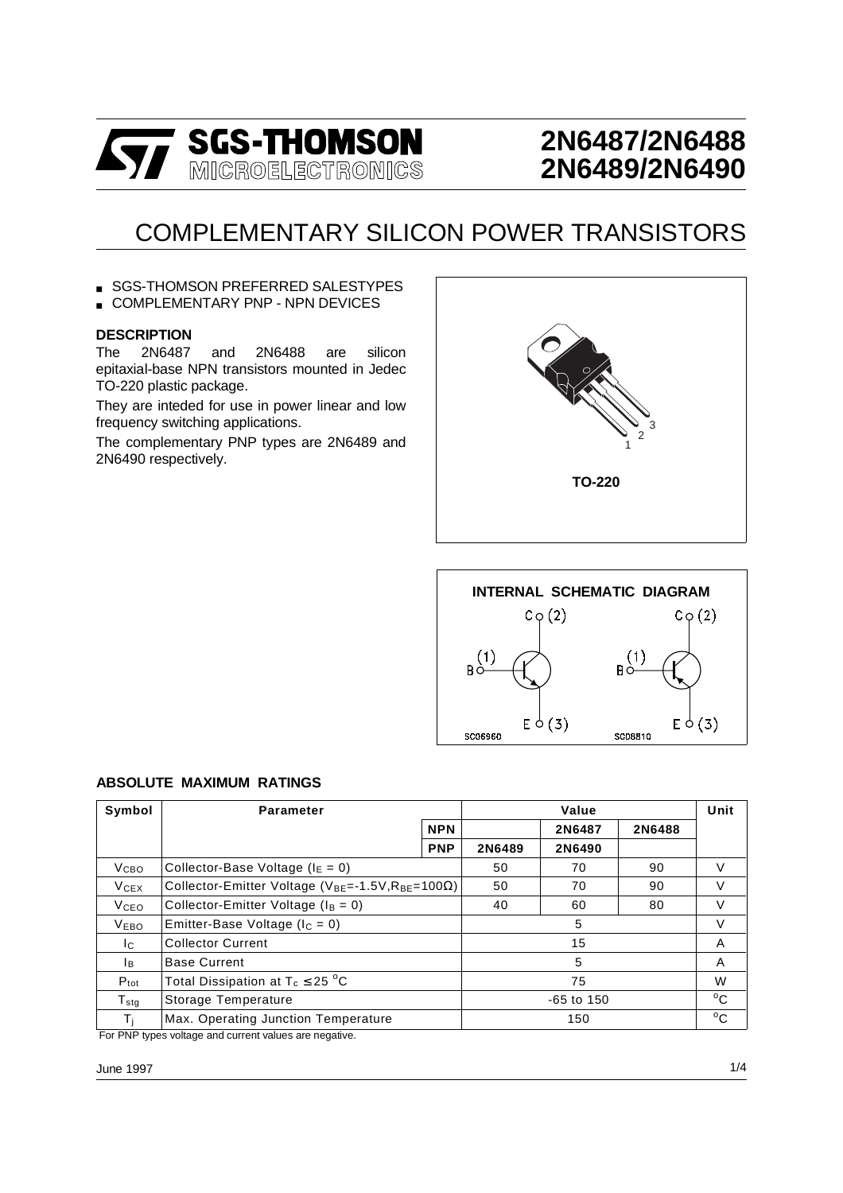# 2N6487/2N6488
# 2N6489/2N6490

## COMPLEMENTARY SILICON POWER TRANSISTORS

- SGS-THOMSON PREFERRED SALESTYPES
- COMPLEMENTARY PNP - NPN DEVICES

### DESCRIPTION

The 2N6487 and 2N6488 are silicon epitaxial-base NPN transistors mounted in Jedec TO-220 plastic package.

They are inteded for use in power linear and low frequency switching applications.

The complementary PNP types are 2N6489 and 2N6490 respectively.

TO-220

INTERNAL SCHEMATIC DIAGRAM

### ABSOLUTE MAXIMUM RATINGS

| Symbol | Parameter | | Value | | | Unit |
|---|---|---|---|---|---|---|
| | | NPN | | 2N6487 | 2N6488 | |
| | | PNP | 2N6489 | 2N6490 | | |
| $V_{CBO}$ | Collector-Base Voltage ($I_E = 0$) | | 50 | 70 | 90 | V |
| $V_{CEX}$ | Collector-Emitter Voltage ($V_{BE}$=-1.5V,$R_{BE}$=100Ω) | | 50 | 70 | 90 | V |
| $V_{CEO}$ | Collector-Emitter Voltage ($I_B = 0$) | | 40 | 60 | 80 | V |
| $V_{EBO}$ | Emitter-Base Voltage ($I_C = 0$) | | | 5 | | V |
| $I_C$ | Collector Current | | | 15 | | A |
| $I_B$ | Base Current | | | 5 | | A |
| $P_{tot}$ | Total Dissipation at $T_c \leq 25\ ^oC$ | | | 75 | | W |
| $T_{stg}$ | Storage Temperature | | | -65 to 150 | | $^oC$ |
| $T_j$ | Max. Operating Junction Temperature | | | 150 | | $^oC$ |

For PNP types voltage and current values are negative.

June 1997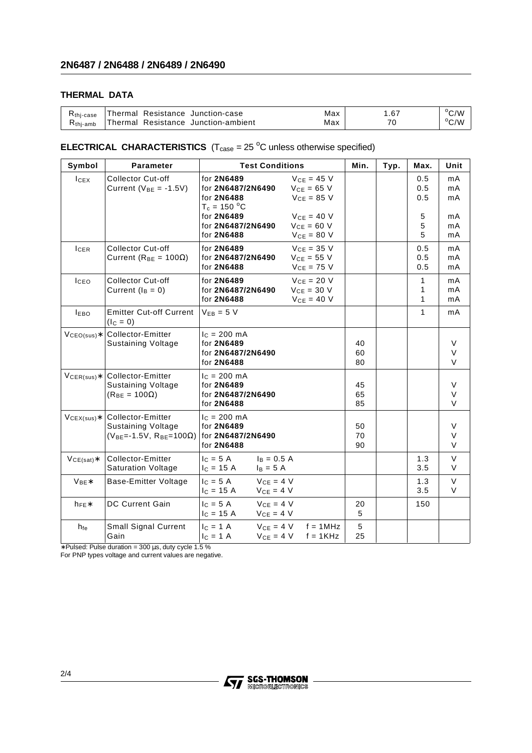## THERMAL DATA

| | | | | |
|---|---|---|---|---|
| $R_{thj-case}$ | Thermal Resistance Junction-case | Max | 1.67 | $^{o}C/W$ |
| $R_{thj-amb}$ | Thermal Resistance Junction-ambient | Max | 70 | $^{o}C/W$ |

## ELECTRICAL CHARACTERISTICS ($T_{case}$ = 25 $^{o}C$ unless otherwise specified)

| Symbol | Parameter | Test Conditions | Min. | Typ. | Max. | Unit |
|---|---|---|---|---|---|---|
| $I_{CEX}$ | Collector Cut-off Current ($V_{BE}$ = -1.5V) | for **2N6489** $V_{CE}$ = 45 V<br>for **2N6487/2N6490** $V_{CE}$ = 65 V<br>for **2N6488** $V_{CE}$ = 85 V<br>$T_c$ = 150 $^{o}C$<br>for **2N6489** $V_{CE}$ = 40 V<br>for **2N6487/2N6490** $V_{CE}$ = 60 V<br>for **2N6488** $V_{CE}$ = 80 V | | | 0.5<br>0.5<br>0.5<br><br>5<br>5<br>5 | mA<br>mA<br>mA<br><br>mA<br>mA<br>mA |
| $I_{CER}$ | Collector Cut-off Current ($R_{BE}$ = 100Ω) | for **2N6489** $V_{CE}$ = 35 V<br>for **2N6487/2N6490** $V_{CE}$ = 55 V<br>for **2N6488** $V_{CE}$ = 75 V | | | 0.5<br>0.5<br>0.5 | mA<br>mA<br>mA |
| $I_{CEO}$ | Collector Cut-off Current ($I_B$ = 0) | for **2N6489** $V_{CE}$ = 20 V<br>for **2N6487/2N6490** $V_{CE}$ = 30 V<br>for **2N6488** $V_{CE}$ = 40 V | | | 1<br>1<br>1 | mA<br>mA<br>mA |
| $I_{EBO}$ | Emitter Cut-off Current ($I_C$ = 0) | $V_{EB}$ = 5 V | | | 1 | mA |
| $V_{CEO(sus)}$* | Collector-Emitter Sustaining Voltage | $I_C$ = 200 mA<br>for **2N6489**<br>for **2N6487/2N6490**<br>for **2N6488** | <br>40<br>60<br>80 | | | <br>V<br>V<br>V |
| $V_{CER(sus)}$* | Collector-Emitter Sustaining Voltage ($R_{BE}$ = 100Ω) | $I_C$ = 200 mA<br>for **2N6489**<br>for **2N6487/2N6490**<br>for **2N6488** | <br>45<br>65<br>85 | | | <br>V<br>V<br>V |
| $V_{CEX(sus)}$* | Collector-Emitter Sustaining Voltage ($V_{BE}$=-1.5V, $R_{BE}$=100Ω) | $I_C$ = 200 mA<br>for **2N6489**<br>for **2N6487/2N6490**<br>for **2N6488** | <br>50<br>70<br>90 | | | <br>V<br>V<br>V |
| $V_{CE(sat)}$* | Collector-Emitter Saturation Voltage | $I_C$ = 5 A $I_B$ = 0.5 A<br>$I_C$ = 15 A $I_B$ = 5 A | | | 1.3<br>3.5 | V<br>V |
| $V_{BE}$* | Base-Emitter Voltage | $I_C$ = 5 A $V_{CE}$ = 4 V<br>$I_C$ = 15 A $V_{CE}$ = 4 V | | | 1.3<br>3.5 | V<br>V |
| $h_{FE}$* | DC Current Gain | $I_C$ = 5 A $V_{CE}$ = 4 V<br>$I_C$ = 15 A $V_{CE}$ = 4 V | 20<br>5 | | 150 | |
| $h_{fe}$ | Small Signal Current Gain | $I_C$ = 1 A $V_{CE}$ = 4 V f = 1MHz<br>$I_C$ = 1 A $V_{CE}$ = 4 V f = 1KHz | 5<br>25 | | | |

*Pulsed: Pulse duration = 300 µs, duty cycle 1.5 %

For PNP types voltage and current values are negative.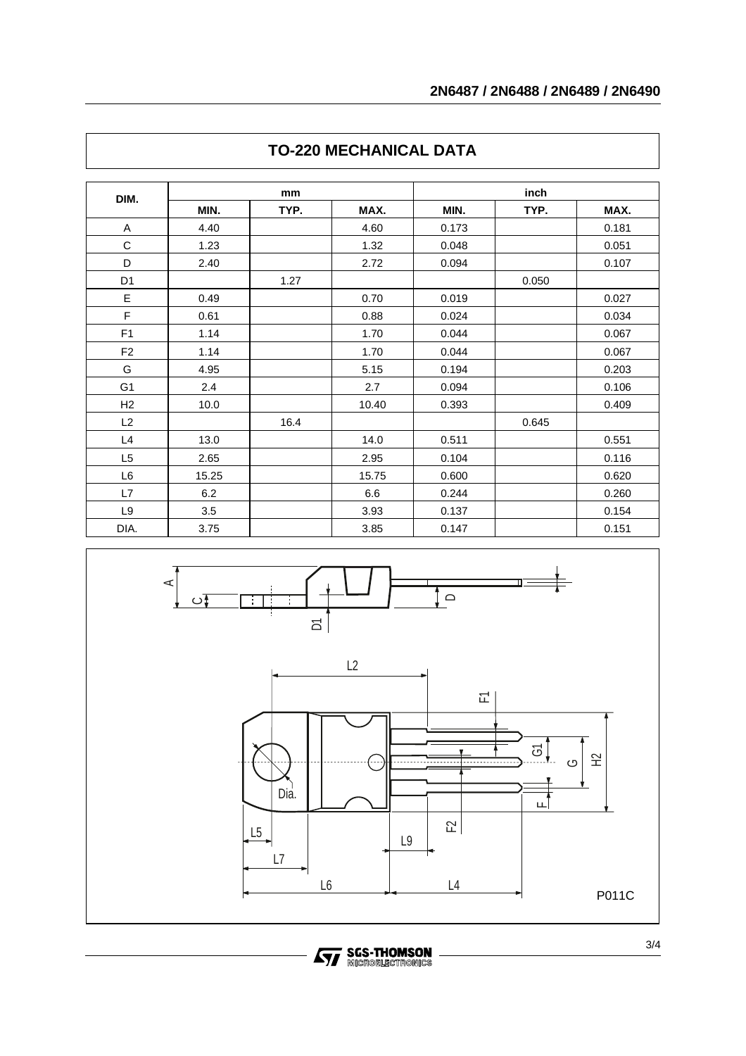## TO-220 MECHANICAL DATA

| DIM. | mm | | | inch | | |
|---|---|---|---|---|---|---|
| | MIN. | TYP. | MAX. | MIN. | TYP. | MAX. |
| A | 4.40 | | 4.60 | 0.173 | | 0.181 |
| C | 1.23 | | 1.32 | 0.048 | | 0.051 |
| D | 2.40 | | 2.72 | 0.094 | | 0.107 |
| D1 | | 1.27 | | | 0.050 | |
| E | 0.49 | | 0.70 | 0.019 | | 0.027 |
| F | 0.61 | | 0.88 | 0.024 | | 0.034 |
| F1 | 1.14 | | 1.70 | 0.044 | | 0.067 |
| F2 | 1.14 | | 1.70 | 0.044 | | 0.067 |
| G | 4.95 | | 5.15 | 0.194 | | 0.203 |
| G1 | 2.4 | | 2.7 | 0.094 | | 0.106 |
| H2 | 10.0 | | 10.40 | 0.393 | | 0.409 |
| L2 | | 16.4 | | | 0.645 | |
| L4 | 13.0 | | 14.0 | 0.511 | | 0.551 |
| L5 | 2.65 | | 2.95 | 0.104 | | 0.116 |
| L6 | 15.25 | | 15.75 | 0.600 | | 0.620 |
| L7 | 6.2 | | 6.6 | 0.244 | | 0.260 |
| L9 | 3.5 | | 3.93 | 0.137 | | 0.154 |
| DIA. | 3.75 | | 3.85 | 0.147 | | 0.151 |

P011C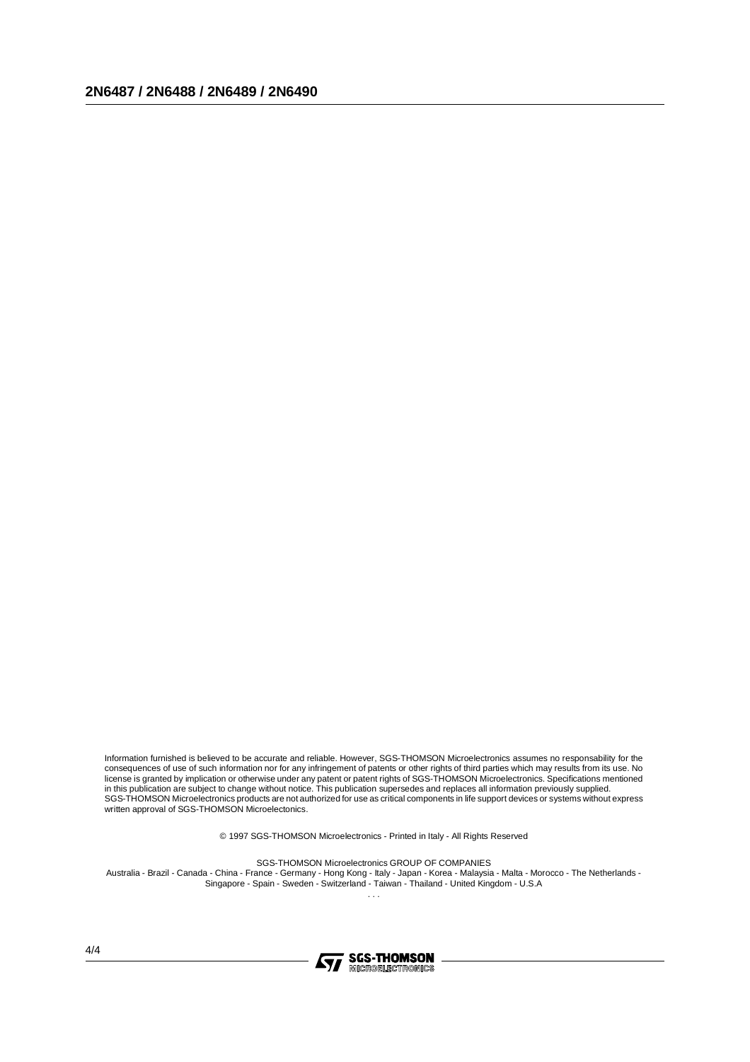Information furnished is believed to be accurate and reliable. However, SGS-THOMSON Microelectronics assumes no responsability for the consequences of use of such information nor for any infringement of patents or other rights of third parties which may results from its use. No license is granted by implication or otherwise under any patent or patent rights of SGS-THOMSON Microelectronics. Specifications mentioned in this publication are subject to change without notice. This publication supersedes and replaces all information previously supplied. SGS-THOMSON Microelectronics products are not authorized for use as critical components in life support devices or systems without express written approval of SGS-THOMSON Microelectonics.

© 1997 SGS-THOMSON Microelectronics - Printed in Italy - All Rights Reserved

SGS-THOMSON Microelectronics GROUP OF COMPANIES

Australia - Brazil - Canada - China - France - Germany - Hong Kong - Italy - Japan - Korea - Malaysia - Malta - Morocco - The Netherlands - Singapore - Spain - Sweden - Switzerland - Taiwan - Thailand - United Kingdom - U.S.A

. . .